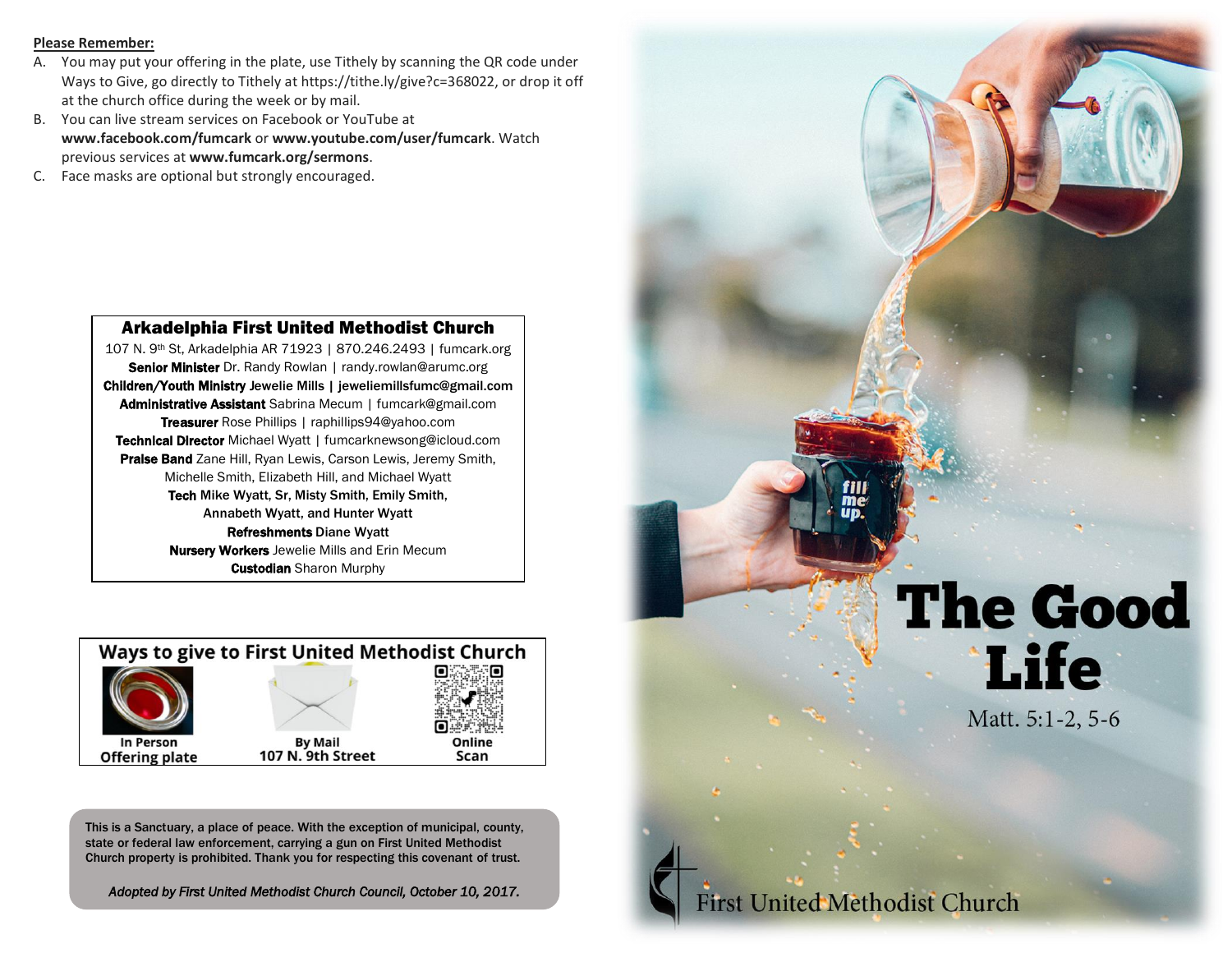**Please Remember:**

A. You may put your offering in the plate, use Tithely by scanning the QR code under Ways to Give, go directly to Tithely at https://tithe.ly/give?c=368022, or drop it off at the church office during the week or by mail.

B. You can live stream services on Facebook or YouTube at **www.facebook.com/fumcark** or **www.youtube.com/user/fumcark**. Watch previous services at **www.fumcark.org/sermons**.

C. Face masks are optional but strongly encouraged.

## Arkadelphia First United Methodist Church

107 N. 9th St, Arkadelphia AR 71923 | 870.246.2493 | fumcark.org

**Senior Minister** Dr. Randy Rowlan | randy.rowlan@arumc.org

**Children/Youth Ministry** Jewelie Mills | jeweliemillsfumc@gmail.com

**Administrative Assistant** Sabrina Mecum | fumcark@gmail.com

**Treasurer** Rose Phillips | raphillips94@yahoo.com

**Technical Director** Michael Wyatt | fumcarknewsong@icloud.com

**Praise Band** Zane Hill, Ryan Lewis, Carson Lewis, Jeremy Smith, Michelle Smith, Elizabeth Hill, and Michael Wyatt

**Tech** Mike Wyatt, Sr, Misty Smith, Emily Smith, Annabeth Wyatt, and Hunter Wyatt

**Refreshments** Diane Wyatt

**Nursery Workers** Jewelie Mills and Erin Mecum

**Custodian** Sharon Murphy

## Ways to give to First United Methodist Church

| In Person | By Mail | Online |
|---|---|---|
| Offering plate | 107 N. 9th Street | Scan |

**This is a Sanctuary, a place of peace. With the exception of municipal, county, state or federal law enforcement, carrying a gun on First United Methodist Church property is prohibited. Thank you for respecting this covenant of trust.**

*Adopted by First United Methodist Church Council, October 10, 2017.*

# The Good Life

Matt. 5:1-2, 5-6

First United Methodist Church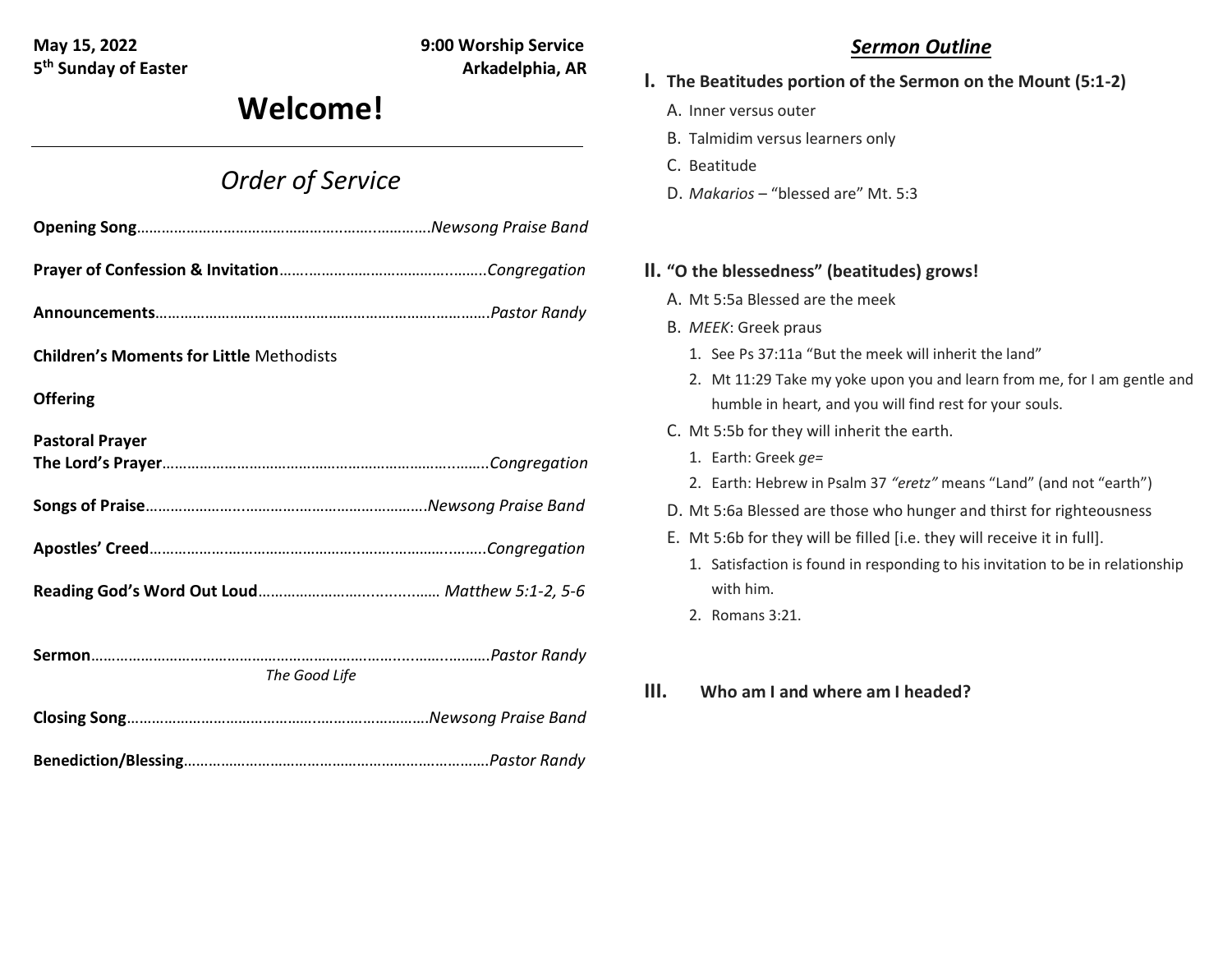**May 15, 2022** **9:00 Worship Service**
**5th Sunday of Easter** **Arkadelphia, AR**

# Welcome!

---

## *Order of Service*

**Opening Song**…………………………………………………….…………*Newsong Praise Band*

**Prayer of Confession & Invitation**……..……………………………..……..*Congregation*

**Announcements**………………………………………………………….…………*Pastor Randy*

**Children's Moments for Little** Methodists

**Offering**

**Pastoral Prayer**
**The Lord's Prayer**……………………………………………………………..……..*Congregation*

**Songs of Praise**…………………..……………………………………….*Newsong Praise Band*

**Apostles' Creed**…………………………………………..…….………..……..*Congregation*

**Reading God's Word Out Loud**………………………...........…… *Matthew 5:1-2, 5-6*

**Sermon**……………………………………………………………...…...………*Pastor Randy*
*The Good Life*

**Closing Song**…………………………………..……………………….*Newsong Praise Band*

**Benediction/Blessing**……………………………………………………………*Pastor Randy*

## ***Sermon Outline***

**I. The Beatitudes portion of the Sermon on the Mount (5:1-2)**

A. Inner versus outer
B. Talmidim versus learners only
C. Beatitude
D. *Makarios* – "blessed are" Mt. 5:3

**II. "O the blessedness" (beatitudes) grows!**

A. Mt 5:5a Blessed are the meek
B. *MEEK*: Greek praus
   1. See Ps 37:11a "But the meek will inherit the land"
   2. Mt 11:29 Take my yoke upon you and learn from me, for I am gentle and humble in heart, and you will find rest for your souls.
C. Mt 5:5b for they will inherit the earth.
   1. Earth: Greek *ge=*
   2. Earth: Hebrew in Psalm 37 *"eretz"* means "Land" (and not "earth")
D. Mt 5:6a Blessed are those who hunger and thirst for righteousness
E. Mt 5:6b for they will be filled [i.e. they will receive it in full].
   1. Satisfaction is found in responding to his invitation to be in relationship with him.
   2. Romans 3:21.

**III. Who am I and where am I headed?**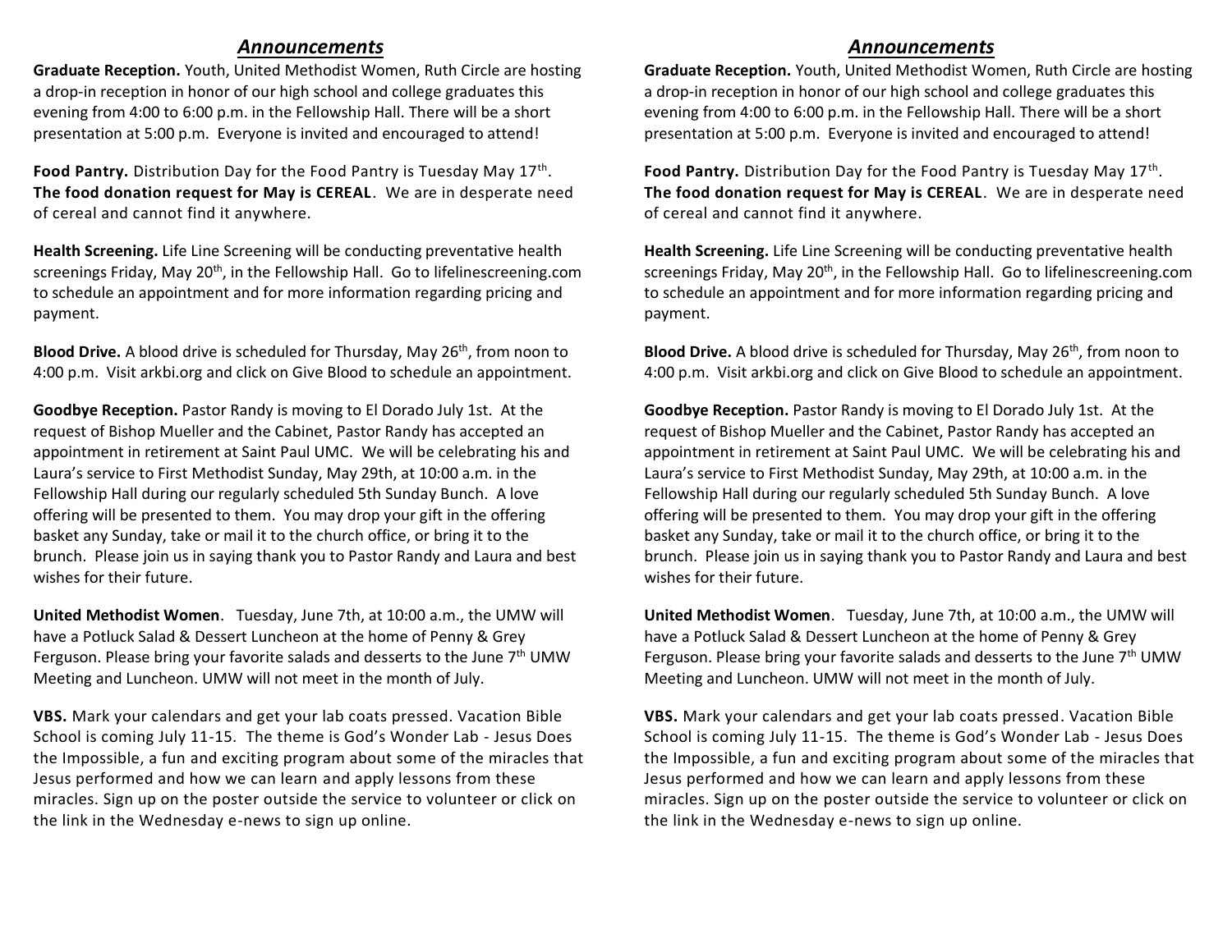## *Announcements*

**Graduate Reception.** Youth, United Methodist Women, Ruth Circle are hosting a drop-in reception in honor of our high school and college graduates this evening from 4:00 to 6:00 p.m. in the Fellowship Hall. There will be a short presentation at 5:00 p.m. Everyone is invited and encouraged to attend!

**Food Pantry.** Distribution Day for the Food Pantry is Tuesday May 17th. **The food donation request for May is CEREAL**. We are in desperate need of cereal and cannot find it anywhere.

**Health Screening.** Life Line Screening will be conducting preventative health screenings Friday, May 20th, in the Fellowship Hall. Go to lifelinescreening.com to schedule an appointment and for more information regarding pricing and payment.

**Blood Drive.** A blood drive is scheduled for Thursday, May 26th, from noon to 4:00 p.m. Visit arkbi.org and click on Give Blood to schedule an appointment.

**Goodbye Reception.** Pastor Randy is moving to El Dorado July 1st. At the request of Bishop Mueller and the Cabinet, Pastor Randy has accepted an appointment in retirement at Saint Paul UMC. We will be celebrating his and Laura's service to First Methodist Sunday, May 29th, at 10:00 a.m. in the Fellowship Hall during our regularly scheduled 5th Sunday Bunch. A love offering will be presented to them. You may drop your gift in the offering basket any Sunday, take or mail it to the church office, or bring it to the brunch. Please join us in saying thank you to Pastor Randy and Laura and best wishes for their future.

**United Methodist Women**. Tuesday, June 7th, at 10:00 a.m., the UMW will have a Potluck Salad & Dessert Luncheon at the home of Penny & Grey Ferguson. Please bring your favorite salads and desserts to the June 7th UMW Meeting and Luncheon. UMW will not meet in the month of July.

**VBS.** Mark your calendars and get your lab coats pressed. Vacation Bible School is coming July 11-15. The theme is God's Wonder Lab - Jesus Does the Impossible, a fun and exciting program about some of the miracles that Jesus performed and how we can learn and apply lessons from these miracles. Sign up on the poster outside the service to volunteer or click on the link in the Wednesday e-news to sign up online.

## *Announcements*

**Graduate Reception.** Youth, United Methodist Women, Ruth Circle are hosting a drop-in reception in honor of our high school and college graduates this evening from 4:00 to 6:00 p.m. in the Fellowship Hall. There will be a short presentation at 5:00 p.m. Everyone is invited and encouraged to attend!

**Food Pantry.** Distribution Day for the Food Pantry is Tuesday May 17th. **The food donation request for May is CEREAL**. We are in desperate need of cereal and cannot find it anywhere.

**Health Screening.** Life Line Screening will be conducting preventative health screenings Friday, May 20th, in the Fellowship Hall. Go to lifelinescreening.com to schedule an appointment and for more information regarding pricing and payment.

**Blood Drive.** A blood drive is scheduled for Thursday, May 26th, from noon to 4:00 p.m. Visit arkbi.org and click on Give Blood to schedule an appointment.

**Goodbye Reception.** Pastor Randy is moving to El Dorado July 1st. At the request of Bishop Mueller and the Cabinet, Pastor Randy has accepted an appointment in retirement at Saint Paul UMC. We will be celebrating his and Laura's service to First Methodist Sunday, May 29th, at 10:00 a.m. in the Fellowship Hall during our regularly scheduled 5th Sunday Bunch. A love offering will be presented to them. You may drop your gift in the offering basket any Sunday, take or mail it to the church office, or bring it to the brunch. Please join us in saying thank you to Pastor Randy and Laura and best wishes for their future.

**United Methodist Women**. Tuesday, June 7th, at 10:00 a.m., the UMW will have a Potluck Salad & Dessert Luncheon at the home of Penny & Grey Ferguson. Please bring your favorite salads and desserts to the June 7th UMW Meeting and Luncheon. UMW will not meet in the month of July.

**VBS.** Mark your calendars and get your lab coats pressed. Vacation Bible School is coming July 11-15. The theme is God's Wonder Lab - Jesus Does the Impossible, a fun and exciting program about some of the miracles that Jesus performed and how we can learn and apply lessons from these miracles. Sign up on the poster outside the service to volunteer or click on the link in the Wednesday e-news to sign up online.